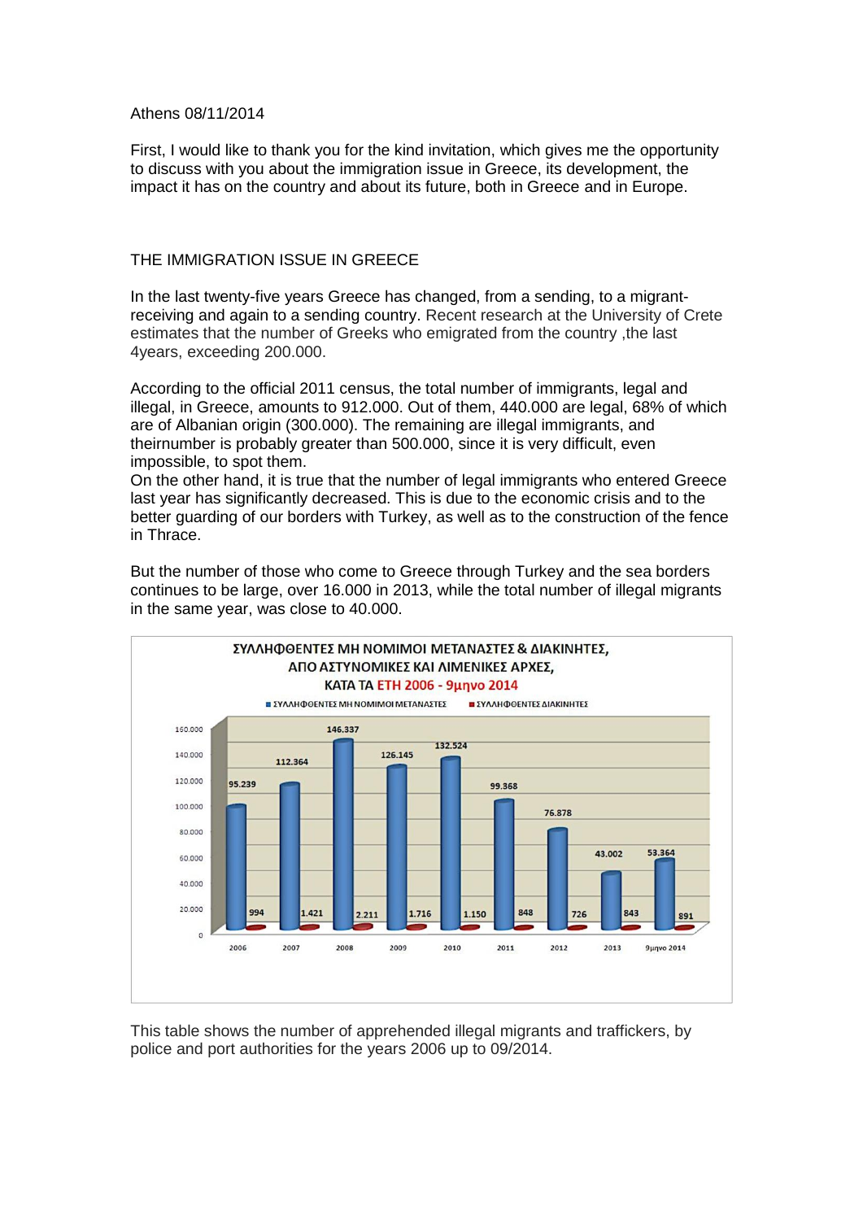Athens 08/11/2014

First, I would like to thank you for the kind invitation, which gives me the opportunity to discuss with you about the immigration issue in Greece, its development, the impact it has on the country and about its future, both in Greece and in Europe.

## THE IMMIGRATION ISSUE IN GREECE

In the last twenty-five years Greece has changed, from a sending, to a migrant-receiving and again to a sending country. Recent research at the University of Crete estimates that the number of Greeks who emigrated from the country ,the last 4years, exceeding 200.000.

According to the official 2011 census, the total number of immigrants, legal and illegal, in Greece, amounts to 912.000. Out of them, 440.000 are legal, 68% of which are of Albanian origin (300.000). The remaining are illegal immigrants, and theirnumber is probably greater than 500.000, since it is very difficult, even impossible, to spot them.

On the other hand, it is true that the number of legal immigrants who entered Greece last year has significantly decreased. This is due to the economic crisis and to the better guarding of our borders with Turkey, as well as to the construction of the fence in Thrace.

But the number of those who come to Greece through Turkey and the sea borders continues to be large, over 16.000 in 2013, while the total number of illegal migrants in the same year, was close to 40.000.

**ΣΥΛΛΗΦΘΕΝΤΕΣ ΜΗ ΝΟΜΙΜΟΙ ΜΕΤΑΝΑΣΤΕΣ & ΔΙΑΚΙΝΗΤΕΣ, ΑΠΟ ΑΣΤΥΝΟΜΙΚΕΣ ΚΑΙ ΛΙΜΕΝΙΚΕΣ ΑΡΧΕΣ, ΚΑΤΑ ΤΑ ΕΤΗ 2006 - 9μηνο 2014**

| | ΣΥΛΛΗΦΘΕΝΤΕΣ ΜΗ ΝΟΜΙΜΟΙ ΜΕΤΑΝΑΣΤΕΣ | ΣΥΛΛΗΦΘΕΝΤΕΣ ΔΙΑΚΙΝΗΤΕΣ |
|---|---|---|
| 2006 | 95.239 | 994 |
| 2007 | 112.364 | 1.421 |
| 2008 | 146.337 | 2.211 |
| 2009 | 126.145 | 1.716 |
| 2010 | 132.524 | 1.150 |
| 2011 | 99.368 | 848 |
| 2012 | 76.878 | 726 |
| 2013 | 43.002 | 843 |
| 9μηνο 2014 | 53.364 | 891 |

This table shows the number of apprehended illegal migrants and traffickers, by police and port authorities for the years 2006 up to 09/2014.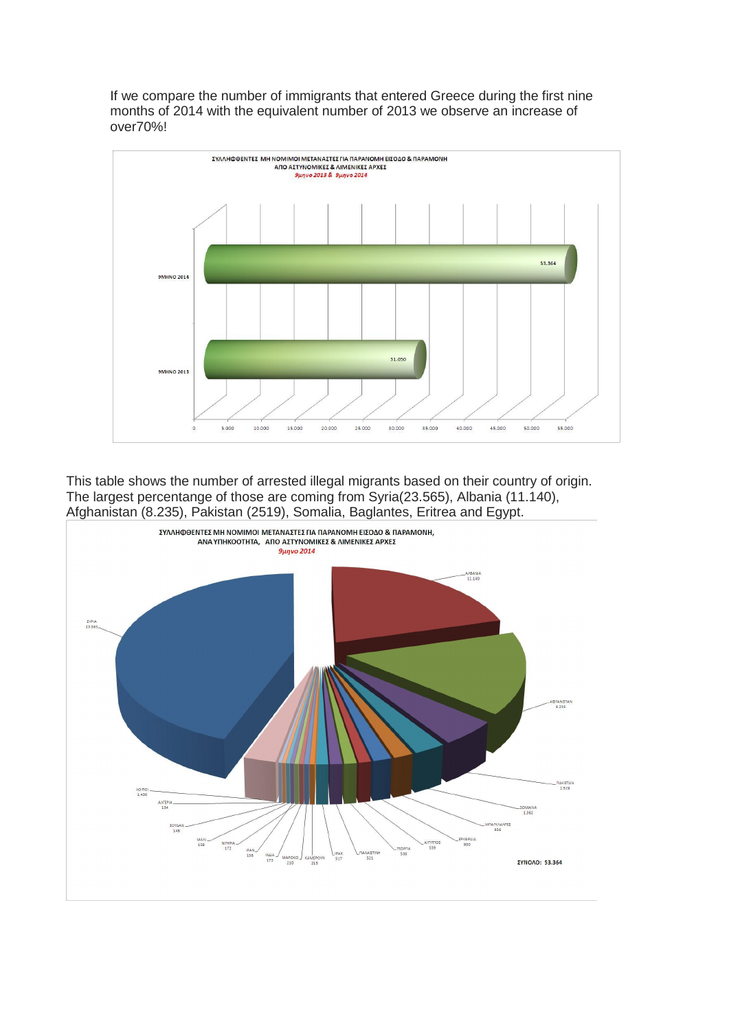If we compare the number of immigrants that entered Greece during the first nine months of 2014 with the equivalent number of 2013 we observe an increase of over70%!

This table shows the number of arrested illegal migrants based on their country of origin. The largest percentange of those are coming from Syria(23.565), Albania (11.140), Afghanistan (8.235), Pakistan (2519), Somalia, Baglantes, Eritrea and Egypt.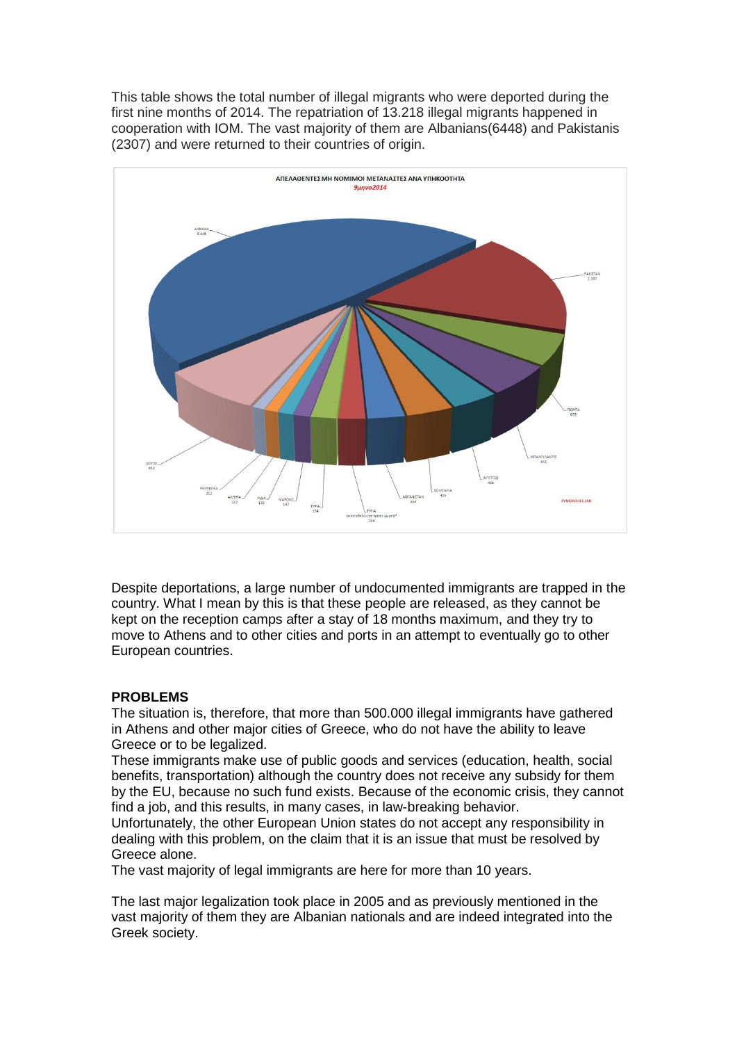This table shows the total number of illegal migrants who were deported during the first nine months of 2014. The repatriation of 13.218 illegal migrants happened in cooperation with IOM. The vast majority of them are Albanians(6448) and Pakistanis (2307) and were returned to their countries of origin.

Despite deportations, a large number of undocumented immigrants are trapped in the country. What I mean by this is that these people are released, as they cannot be kept on the reception camps after a stay of 18 months maximum, and they try to move to Athens and to other cities and ports in an attempt to eventually go to other European countries.

**PROBLEMS**

The situation is, therefore, that more than 500.000 illegal immigrants have gathered in Athens and other major cities of Greece, who do not have the ability to leave Greece or to be legalized.

These immigrants make use of public goods and services (education, health, social benefits, transportation) although the country does not receive any subsidy for them by the EU, because no such fund exists. Because of the economic crisis, they cannot find a job, and this results, in many cases, in law-breaking behavior.

Unfortunately, the other European Union states do not accept any responsibility in dealing with this problem, on the claim that it is an issue that must be resolved by Greece alone.

The vast majority of legal immigrants are here for more than 10 years.

The last major legalization took place in 2005 and as previously mentioned in the vast majority of them they are Albanian nationals and are indeed integrated into the Greek society.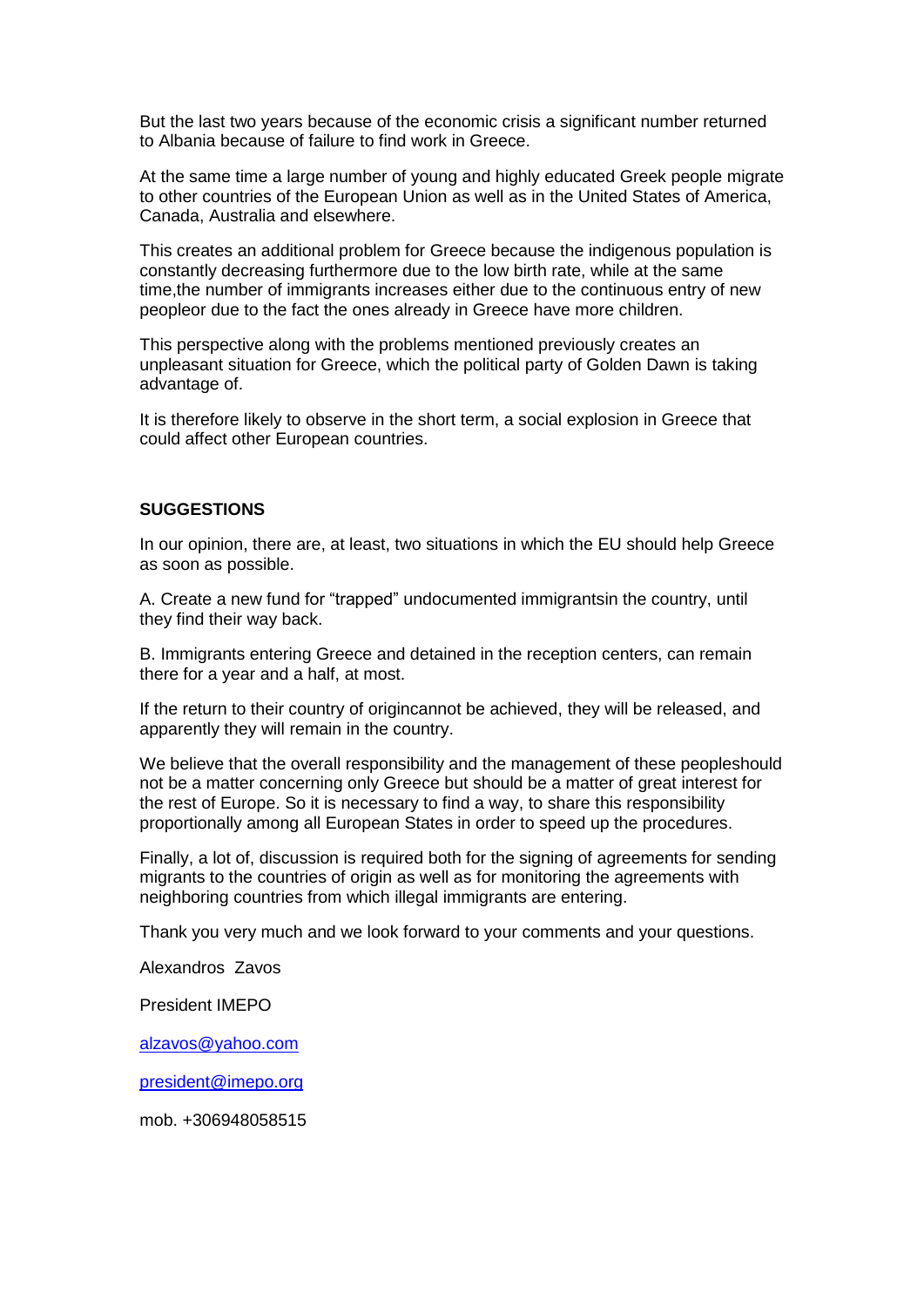But the last two years because of the economic crisis a significant number returned to Albania because of failure to find work in Greece.

At the same time a large number of young and highly educated Greek people migrate to other countries of the European Union as well as in the United States of America, Canada, Australia and elsewhere.

This creates an additional problem for Greece because the indigenous population is constantly decreasing furthermore due to the low birth rate, while at the same time,the number of immigrants increases either due to the continuous entry of new peopleor due to the fact the ones already in Greece have more children.

This perspective along with the problems mentioned previously creates an unpleasant situation for Greece, which the political party of Golden Dawn is taking advantage of.

It is therefore likely to observe in the short term, a social explosion in Greece that could affect other European countries.

**SUGGESTIONS**

In our opinion, there are, at least, two situations in which the EU should help Greece as soon as possible.

A. Create a new fund for “trapped” undocumented immigrantsin the country, until they find their way back.

B. Immigrants entering Greece and detained in the reception centers, can remain there for a year and a half, at most.

If the return to their country of origincannot be achieved, they will be released, and apparently they will remain in the country.

We believe that the overall responsibility and the management of these peopleshould not be a matter concerning only Greece but should be a matter of great interest for the rest of Europe. So it is necessary to find a way, to share this responsibility proportionally among all European States in order to speed up the procedures.

Finally, a lot of, discussion is required both for the signing of agreements for sending migrants to the countries of origin as well as for monitoring the agreements with neighboring countries from which illegal immigrants are entering.

Thank you very much and we look forward to your comments and your questions.

Alexandros Zavos

President IMEPO

alzavos@yahoo.com

president@imepo.org

mob. +306948058515